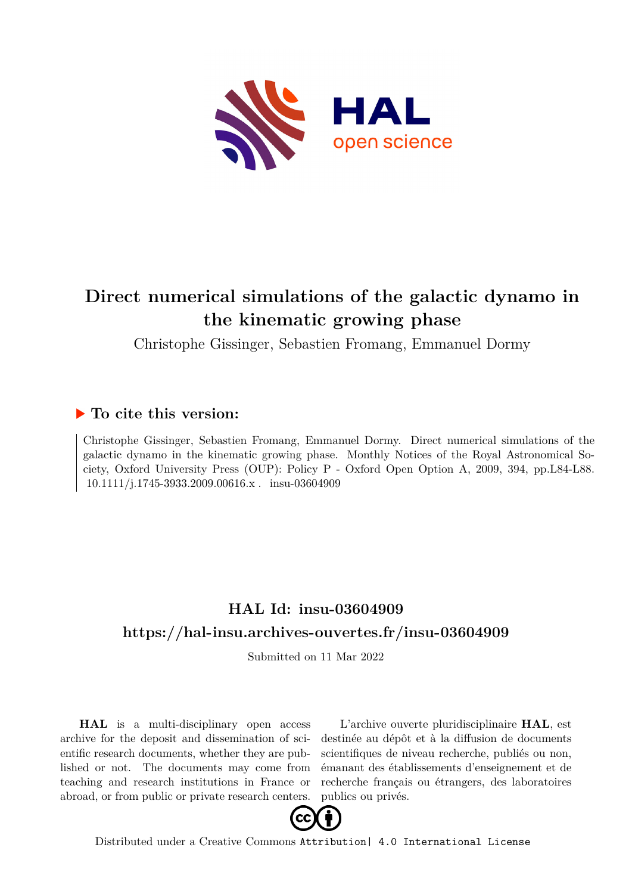# Direct numerical simulations of the galactic dynamo in the kinematic growing phase

Christophe Gissinger, Sebastien Fromang, Emmanuel Dormy

## ▶ To cite this version:

Christophe Gissinger, Sebastien Fromang, Emmanuel Dormy. Direct numerical simulations of the galactic dynamo in the kinematic growing phase. Monthly Notices of the Royal Astronomical Society, Oxford University Press (OUP): Policy P - Oxford Open Option A, 2009, 394, pp.L84-L88. 10.1111/j.1745-3933.2009.00616.x . insu-03604909

## HAL Id: insu-03604909

## https://hal-insu.archives-ouvertes.fr/insu-03604909

Submitted on 11 Mar 2022

**HAL** is a multi-disciplinary open access archive for the deposit and dissemination of scientific research documents, whether they are published or not. The documents may come from teaching and research institutions in France or abroad, or from public or private research centers.

L'archive ouverte pluridisciplinaire **HAL**, est destinée au dépôt et à la diffusion de documents scientifiques de niveau recherche, publiés ou non, émanant des établissements d'enseignement et de recherche français ou étrangers, des laboratoires publics ou privés.

Distributed under a Creative Commons Attribution| 4.0 International License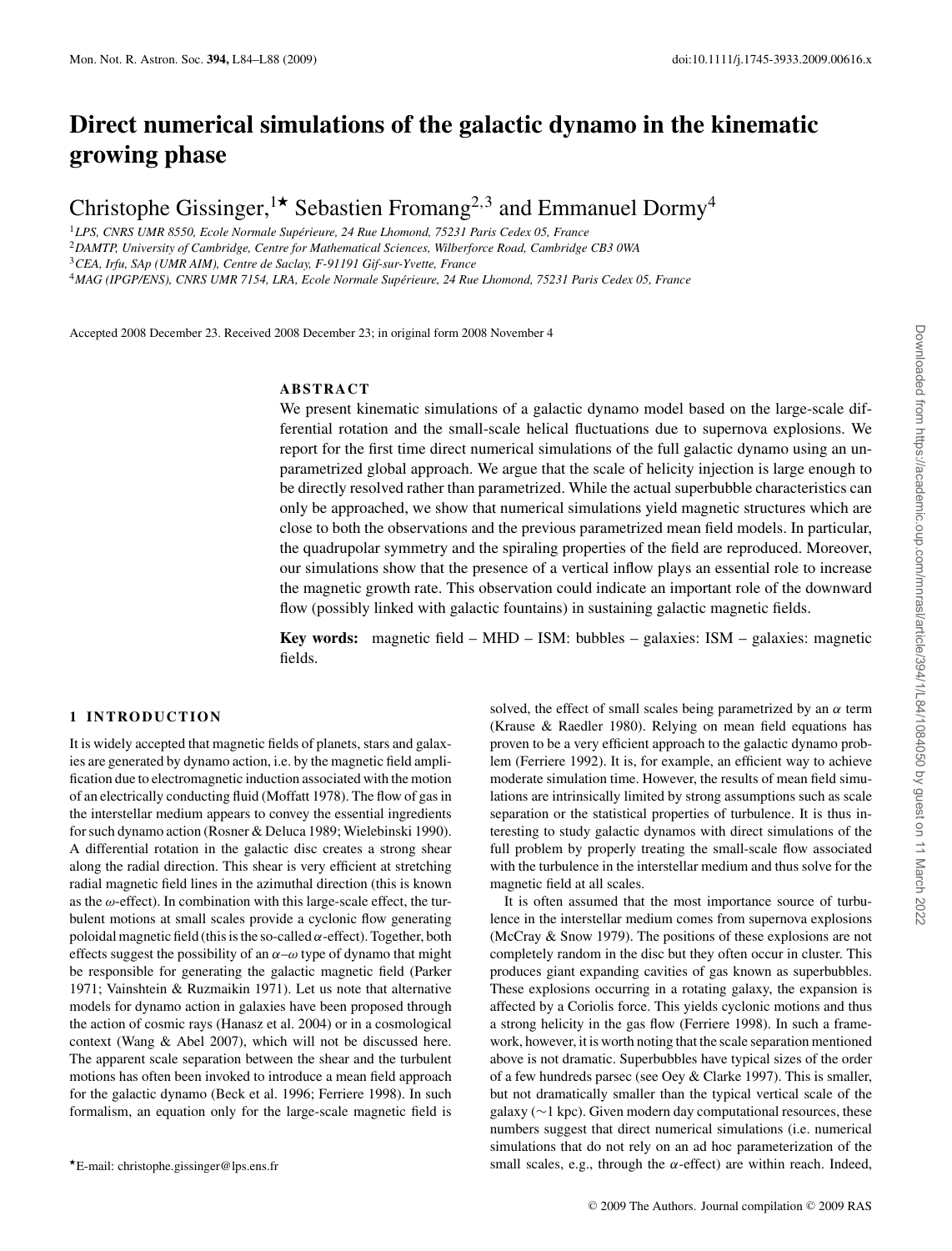# Direct numerical simulations of the galactic dynamo in the kinematic growing phase

Christophe Gissinger,[1★] Sebastien Fromang[2,3] and Emmanuel Dormy[4]

[1]*LPS, CNRS UMR 8550, Ecole Normale Supérieure, 24 Rue Lhomond, 75231 Paris Cedex 05, France*
[2]*DAMTP, University of Cambridge, Centre for Mathematical Sciences, Wilberforce Road, Cambridge CB3 0WA*
[3]*CEA, Irfu, SAp (UMR AIM), Centre de Saclay, F-91191 Gif-sur-Yvette, France*
[4]*MAG (IPGP/ENS), CNRS UMR 7154, LRA, Ecole Normale Supérieure, 24 Rue Lhomond, 75231 Paris Cedex 05, France*

Accepted 2008 December 23. Received 2008 December 23; in original form 2008 November 4

## ABSTRACT

We present kinematic simulations of a galactic dynamo model based on the large-scale differential rotation and the small-scale helical fluctuations due to supernova explosions. We report for the first time direct numerical simulations of the full galactic dynamo using an unparametrized global approach. We argue that the scale of helicity injection is large enough to be directly resolved rather than parametrized. While the actual superbubble characteristics can only be approached, we show that numerical simulations yield magnetic structures which are close to both the observations and the previous parametrized mean field models. In particular, the quadrupolar symmetry and the spiraling properties of the field are reproduced. Moreover, our simulations show that the presence of a vertical inflow plays an essential role to increase the magnetic growth rate. This observation could indicate an important role of the downward flow (possibly linked with galactic fountains) in sustaining galactic magnetic fields.

**Key words:** magnetic field – MHD – ISM: bubbles – galaxies: ISM – galaxies: magnetic fields.

## 1 INTRODUCTION

It is widely accepted that magnetic fields of planets, stars and galaxies are generated by dynamo action, i.e. by the magnetic field amplification due to electromagnetic induction associated with the motion of an electrically conducting fluid (Moffatt 1978). The flow of gas in the interstellar medium appears to convey the essential ingredients for such dynamo action (Rosner & Deluca 1989; Wielebinski 1990). A differential rotation in the galactic disc creates a strong shear along the radial direction. This shear is very efficient at stretching radial magnetic field lines in the azimuthal direction (this is known as the $\omega$-effect). In combination with this large-scale effect, the turbulent motions at small scales provide a cyclonic flow generating poloidal magnetic field (this is the so-called $\alpha$-effect). Together, both effects suggest the possibility of an $\alpha$–$\omega$ type of dynamo that might be responsible for generating the galactic magnetic field (Parker 1971; Vainshtein & Ruzmaikin 1971). Let us note that alternative models for dynamo action in galaxies have been proposed through the action of cosmic rays (Hanasz et al. 2004) or in a cosmological context (Wang & Abel 2007), which will not be discussed here. The apparent scale separation between the shear and the turbulent motions has often been invoked to introduce a mean field approach for the galactic dynamo (Beck et al. 1996; Ferriere 1998). In such formalism, an equation only for the large-scale magnetic field is solved, the effect of small scales being parametrized by an $\alpha$ term (Krause & Raedler 1980). Relying on mean field equations has proven to be a very efficient approach to the galactic dynamo problem (Ferriere 1992). It is, for example, an efficient way to achieve moderate simulation time. However, the results of mean field simulations are intrinsically limited by strong assumptions such as scale separation or the statistical properties of turbulence. It is thus interesting to study galactic dynamos with direct simulations of the full problem by properly treating the small-scale flow associated with the turbulence in the interstellar medium and thus solve for the magnetic field at all scales.

It is often assumed that the most importance source of turbulence in the interstellar medium comes from supernova explosions (McCray & Snow 1979). The positions of these explosions are not completely random in the disc but they often occur in cluster. This produces giant expanding cavities of gas known as superbubbles. These explosions occurring in a rotating galaxy, the expansion is affected by a Coriolis force. This yields cyclonic motions and thus a strong helicity in the gas flow (Ferriere 1998). In such a framework, however, it is worth noting that the scale separation mentioned above is not dramatic. Superbubbles have typical sizes of the order of a few hundreds parsec (see Oey & Clarke 1997). This is smaller, but not dramatically smaller than the typical vertical scale of the galaxy (∼1 kpc). Given modern day computational resources, these numbers suggest that direct numerical simulations (i.e. numerical simulations that do not rely on an ad hoc parameterization of the small scales, e.g., through the $\alpha$-effect) are within reach. Indeed,

★E-mail: christophe.gissinger@lps.ens.fr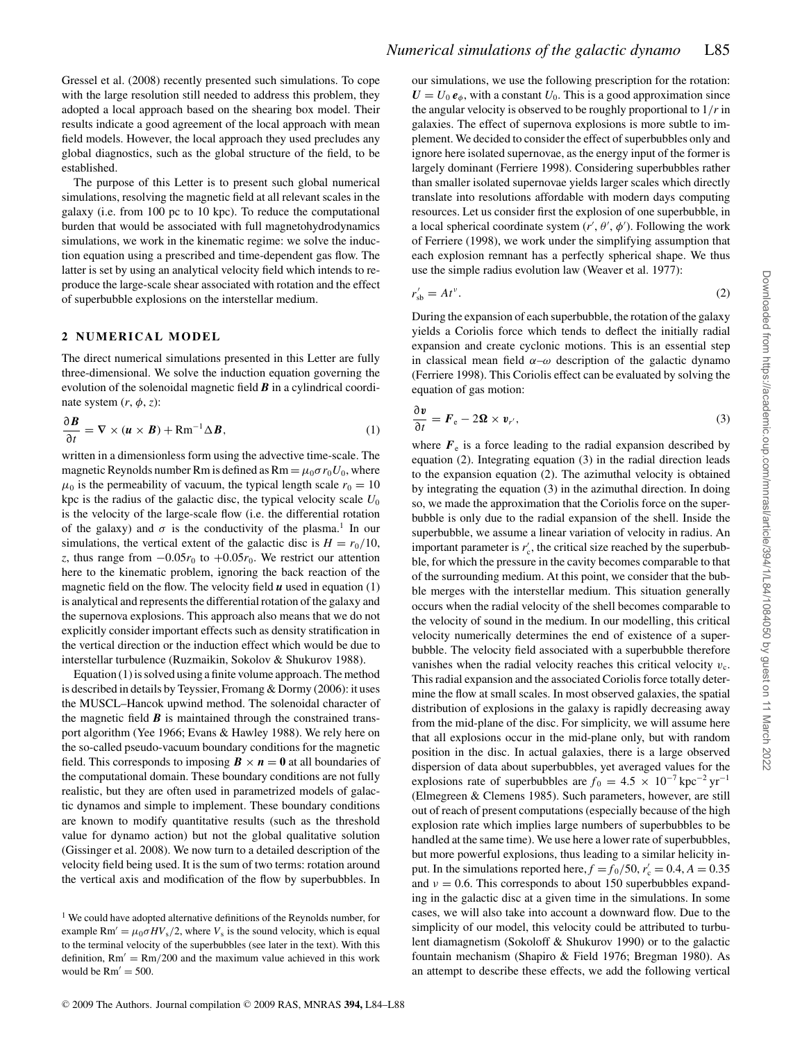Gressel et al. (2008) recently presented such simulations. To cope with the large resolution still needed to address this problem, they adopted a local approach based on the shearing box model. Their results indicate a good agreement of the local approach with mean field models. However, the local approach they used precludes any global diagnostics, such as the global structure of the field, to be established.

The purpose of this Letter is to present such global numerical simulations, resolving the magnetic field at all relevant scales in the galaxy (i.e. from 100 pc to 10 kpc). To reduce the computational burden that would be associated with full magnetohydrodynamics simulations, we work in the kinematic regime: we solve the induction equation using a prescribed and time-dependent gas flow. The latter is set by using an analytical velocity field which intends to reproduce the large-scale shear associated with rotation and the effect of superbubble explosions on the interstellar medium.

## 2 NUMERICAL MODEL

The direct numerical simulations presented in this Letter are fully three-dimensional. We solve the induction equation governing the evolution of the solenoidal magnetic field $\boldsymbol{B}$ in a cylindrical coordinate system $(r, \phi, z)$:

$$\frac{\partial \boldsymbol{B}}{\partial t} = \nabla \times (\boldsymbol{u} \times \boldsymbol{B}) + \mathrm{Rm}^{-1} \Delta \boldsymbol{B}, \tag{1}$$

written in a dimensionless form using the advective time-scale. The magnetic Reynolds number Rm is defined as $\mathrm{Rm} = \mu_0 \sigma r_0 U_0$, where $\mu_0$ is the permeability of vacuum, the typical length scale $r_0 = 10$ kpc is the radius of the galactic disc, the typical velocity scale $U_0$ is the velocity of the large-scale flow (i.e. the differential rotation of the galaxy) and $\sigma$ is the conductivity of the plasma.[1] In our simulations, the vertical extent of the galactic disc is $H = r_0/10$, $z$, thus range from $-0.05r_0$ to $+0.05r_0$. We restrict our attention here to the kinematic problem, ignoring the back reaction of the magnetic field on the flow. The velocity field $\boldsymbol{u}$ used in equation (1) is analytical and represents the differential rotation of the galaxy and the supernova explosions. This approach also means that we do not explicitly consider important effects such as density stratification in the vertical direction or the induction effect which would be due to interstellar turbulence (Ruzmaikin, Sokolov & Shukurov 1988).

Equation (1) is solved using a finite volume approach. The method is described in details by Teyssier, Fromang & Dormy (2006): it uses the MUSCL–Hancok upwind method. The solenoidal character of the magnetic field $\boldsymbol{B}$ is maintained through the constrained transport algorithm (Yee 1966; Evans & Hawley 1988). We rely here on the so-called pseudo-vacuum boundary conditions for the magnetic field. This corresponds to imposing $\boldsymbol{B} \times \boldsymbol{n} = \boldsymbol{0}$ at all boundaries of the computational domain. These boundary conditions are not fully realistic, but they are often used in parametrized models of galactic dynamos and simple to implement. These boundary conditions are known to modify quantitative results (such as the threshold value for dynamo action) but not the global qualitative solution (Gissinger et al. 2008). We now turn to a detailed description of the velocity field being used. It is the sum of two terms: rotation around the vertical axis and modification of the flow by superbubbles. In our simulations, we use the following prescription for the rotation: $\boldsymbol{U} = U_0\, \boldsymbol{e}_\phi$, with a constant $U_0$. This is a good approximation since the angular velocity is observed to be roughly proportional to $1/r$ in galaxies. The effect of supernova explosions is more subtle to implement. We decided to consider the effect of superbubbles only and ignore here isolated supernovae, as the energy input of the former is largely dominant (Ferriere 1998). Considering superbubbles rather than smaller isolated supernovae yields larger scales which directly translate into resolutions affordable with modern days computing resources. Let us consider first the explosion of one superbubble, in a local spherical coordinate system $(r', \theta', \phi')$. Following the work of Ferriere (1998), we work under the simplifying assumption that each explosion remnant has a perfectly spherical shape. We thus use the simple radius evolution law (Weaver et al. 1977):

$$r'_{\mathrm{sb}} = A t^{\nu}. \tag{2}$$

During the expansion of each superbubble, the rotation of the galaxy yields a Coriolis force which tends to deflect the initially radial expansion and create cyclonic motions. This is an essential step in classical mean field $\alpha$–$\omega$ description of the galactic dynamo (Ferriere 1998). This Coriolis effect can be evaluated by solving the equation of gas motion:

$$\frac{\partial \boldsymbol{v}}{\partial t} = \boldsymbol{F}_{\mathrm{e}} - 2\boldsymbol{\Omega} \times \boldsymbol{v}_{r'}, \tag{3}$$

where $\boldsymbol{F}_{\mathrm{e}}$ is a force leading to the radial expansion described by equation (2). Integrating equation (3) in the radial direction leads to the expansion equation (2). The azimuthal velocity is obtained by integrating the equation (3) in the azimuthal direction. In doing so, we made the approximation that the Coriolis force on the superbubble is only due to the radial expansion of the shell. Inside the superbubble, we assume a linear variation of velocity in radius. An important parameter is $r'_{\mathrm{c}}$, the critical size reached by the superbubble, for which the pressure in the cavity becomes comparable to that of the surrounding medium. At this point, we consider that the bubble merges with the interstellar medium. This situation generally occurs when the radial velocity of the shell becomes comparable to the velocity of sound in the medium. In our modelling, this critical velocity numerically determines the end of existence of a superbubble. The velocity field associated with a superbubble therefore vanishes when the radial velocity reaches this critical velocity $v_{\mathrm{c}}$. This radial expansion and the associated Coriolis force totally determine the flow at small scales. In most observed galaxies, the spatial distribution of explosions in the galaxy is rapidly decreasing away from the mid-plane of the disc. For simplicity, we will assume here that all explosions occur in the mid-plane only, but with random position in the disc. In actual galaxies, there is a large observed dispersion of data about superbubbles, yet averaged values for the explosions rate of superbubbles are $f_0 = 4.5 \times 10^{-7}\,\mathrm{kpc}^{-2}\,\mathrm{yr}^{-1}$ (Elmegreen & Clemens 1985). Such parameters, however, are still out of reach of present computations (especially because of the high explosion rate which implies large numbers of superbubbles to be handled at the same time). We use here a lower rate of superbubbles, but more powerful explosions, thus leading to a similar helicity input. In the simulations reported here, $f = f_0/50$, $r'_{\mathrm{c}} = 0.4$, $A = 0.35$ and $\nu = 0.6$. This corresponds to about 150 superbubbles expanding in the galactic disc at a given time in the simulations. In some cases, we will also take into account a downward flow. Due to the simplicity of our model, this velocity could be attributed to turbulent diamagnetism (Sokoloff & Shukurov 1990) or to the galactic fountain mechanism (Shapiro & Field 1976; Bregman 1980). As an attempt to describe these effects, we add the following vertical

[1] We could have adopted alternative definitions of the Reynolds number, for example $\mathrm{Rm}' = \mu_0 \sigma H V_{\mathrm{s}}/2$, where $V_{\mathrm{s}}$ is the sound velocity, which is equal to the terminal velocity of the superbubbles (see later in the text). With this definition, $\mathrm{Rm}' = \mathrm{Rm}/200$ and the maximum value achieved in this work would be $\mathrm{Rm}' = 500$.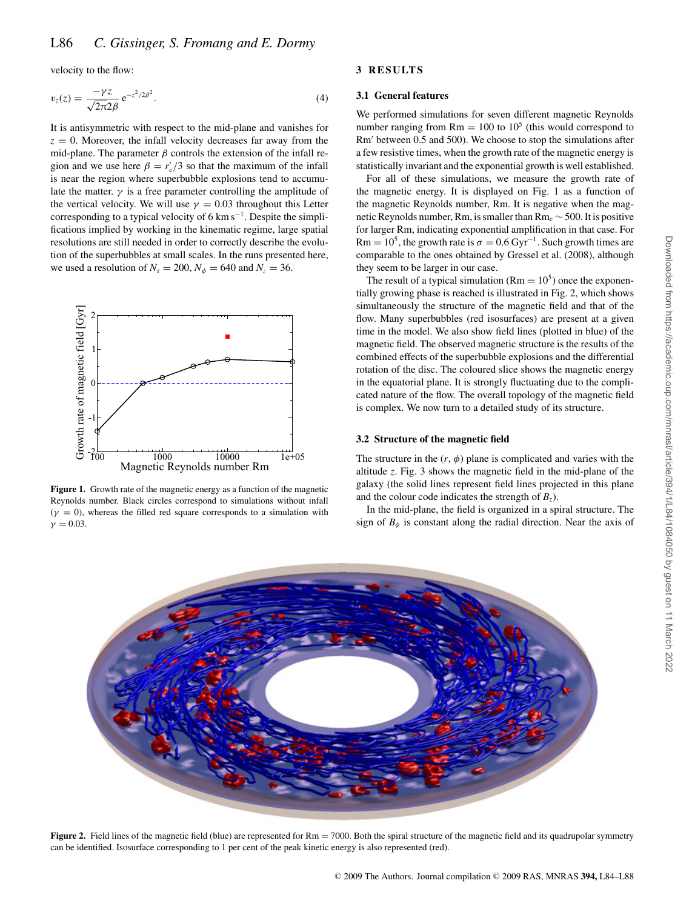velocity to the flow:

$$v_z(z) = \frac{-\gamma z}{\sqrt{2\pi}2\beta} \, \mathrm{e}^{-z^2/2\beta^2}. \tag{4}$$

It is antisymmetric with respect to the mid-plane and vanishes for $z = 0$. Moreover, the infall velocity decreases far away from the mid-plane. The parameter $\beta$ controls the extension of the infall region and we use here $\beta = r_c'/3$ so that the maximum of the infall is near the region where superbubble explosions tend to accumulate the matter. $\gamma$ is a free parameter controlling the amplitude of the vertical velocity. We will use $\gamma = 0.03$ throughout this Letter corresponding to a typical velocity of $6\ \mathrm{km\,s^{-1}}$. Despite the simplifications implied by working in the kinematic regime, large spatial resolutions are still needed in order to correctly describe the evolution of the superbubbles at small scales. In the runs presented here, we used a resolution of $N_\mathrm{r} = 200$, $N_\phi = 640$ and $N_z = 36$.

**Figure 1.** Growth rate of the magnetic energy as a function of the magnetic Reynolds number. Black circles correspond to simulations without infall ($\gamma = 0$), whereas the filled red square corresponds to a simulation with $\gamma = 0.03$.

## 3 RESULTS

### 3.1 General features

We performed simulations for seven different magnetic Reynolds number ranging from $\mathrm{Rm} = 100$ to $10^5$ (this would correspond to $\mathrm{Rm}'$ between 0.5 and 500). We choose to stop the simulations after a few resistive times, when the growth rate of the magnetic energy is statistically invariant and the exponential growth is well established.

For all of these simulations, we measure the growth rate of the magnetic energy. It is displayed on Fig. 1 as a function of the magnetic Reynolds number, Rm. It is negative when the magnetic Reynolds number, Rm, is smaller than $\mathrm{Rm}_c \sim 500$. It is positive for larger Rm, indicating exponential amplification in that case. For $\mathrm{Rm} = 10^5$, the growth rate is $\sigma = 0.6\ \mathrm{Gyr}^{-1}$. Such growth times are comparable to the ones obtained by Gressel et al. (2008), although they seem to be larger in our case.

The result of a typical simulation ($\mathrm{Rm} = 10^5$) once the exponentially growing phase is reached is illustrated in Fig. 2, which shows simultaneously the structure of the magnetic field and that of the flow. Many superbubbles (red isosurfaces) are present at a given time in the model. We also show field lines (plotted in blue) of the magnetic field. The observed magnetic structure is the results of the combined effects of the superbubble explosions and the differential rotation of the disc. The coloured slice shows the magnetic energy in the equatorial plane. It is strongly fluctuating due to the complicated nature of the flow. The overall topology of the magnetic field is complex. We now turn to a detailed study of its structure.

### 3.2 Structure of the magnetic field

The structure in the $(r, \phi)$ plane is complicated and varies with the altitude $z$. Fig. 3 shows the magnetic field in the mid-plane of the galaxy (the solid lines represent field lines projected in this plane and the colour code indicates the strength of $B_z$).

In the mid-plane, the field is organized in a spiral structure. The sign of $B_\phi$ is constant along the radial direction. Near the axis of

**Figure 2.** Field lines of the magnetic field (blue) are represented for $\mathrm{Rm} = 7000$. Both the spiral structure of the magnetic field and its quadrupolar symmetry can be identified. Isosurface corresponding to 1 per cent of the peak kinetic energy is also represented (red).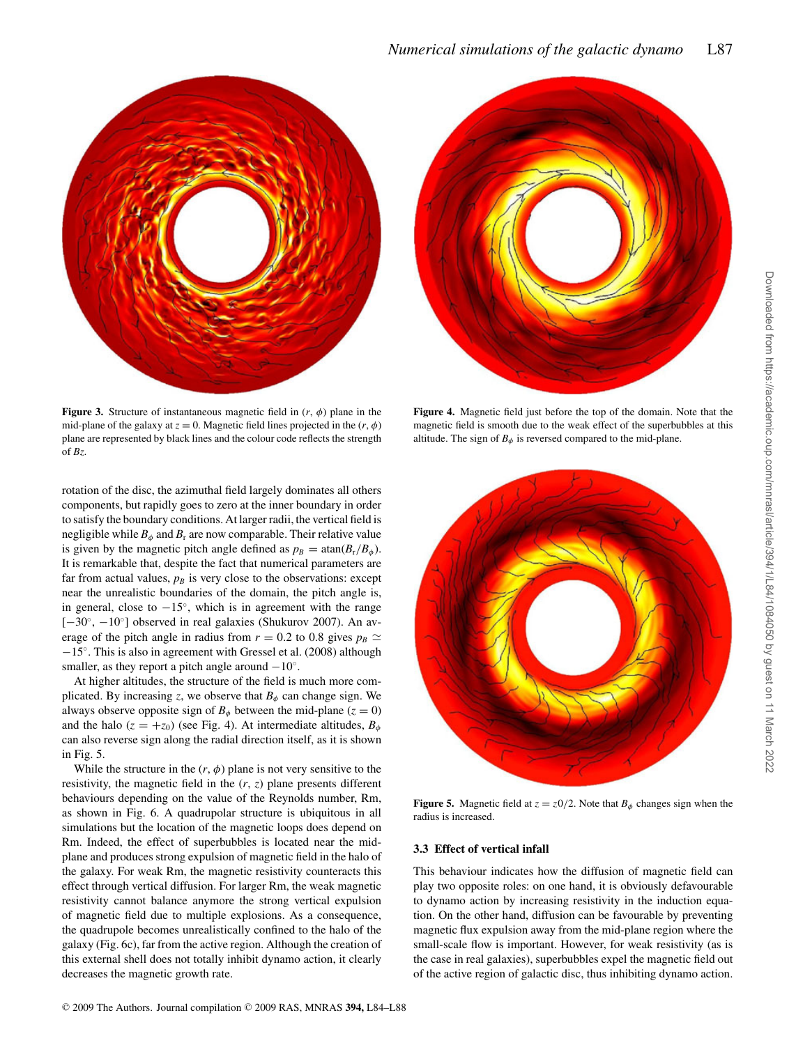**Figure 3.** Structure of instantaneous magnetic field in $(r, \phi)$ plane in the mid-plane of the galaxy at $z = 0$. Magnetic field lines projected in the $(r, \phi)$ plane are represented by black lines and the colour code reflects the strength of $Bz$.

**Figure 4.** Magnetic field just before the top of the domain. Note that the magnetic field is smooth due to the weak effect of the superbubbles at this altitude. The sign of $B_\phi$ is reversed compared to the mid-plane.

rotation of the disc, the azimuthal field largely dominates all others components, but rapidly goes to zero at the inner boundary in order to satisfy the boundary conditions. At larger radii, the vertical field is negligible while $B_\phi$ and $B_r$ are now comparable. Their relative value is given by the magnetic pitch angle defined as $p_B = \mathrm{atan}(B_r/B_\phi)$. It is remarkable that, despite the fact that numerical parameters are far from actual values, $p_B$ is very close to the observations: except near the unrealistic boundaries of the domain, the pitch angle is, in general, close to $-15^\circ$, which is in agreement with the range $[-30^\circ, -10^\circ]$ observed in real galaxies (Shukurov 2007). An average of the pitch angle in radius from $r = 0.2$ to 0.8 gives $p_B \simeq -15^\circ$. This is also in agreement with Gressel et al. (2008) although smaller, as they report a pitch angle around $-10^\circ$.

At higher altitudes, the structure of the field is much more complicated. By increasing $z$, we observe that $B_\phi$ can change sign. We always observe opposite sign of $B_\phi$ between the mid-plane ($z = 0$) and the halo ($z = +z_0$) (see Fig. 4). At intermediate altitudes, $B_\phi$ can also reverse sign along the radial direction itself, as it is shown in Fig. 5.

While the structure in the $(r, \phi)$ plane is not very sensitive to the resistivity, the magnetic field in the $(r, z)$ plane presents different behaviours depending on the value of the Reynolds number, Rm, as shown in Fig. 6. A quadrupolar structure is ubiquitous in all simulations but the location of the magnetic loops does depend on Rm. Indeed, the effect of superbubbles is located near the mid-plane and produces strong expulsion of magnetic field in the halo of the galaxy. For weak Rm, the magnetic resistivity counteracts this effect through vertical diffusion. For larger Rm, the weak magnetic resistivity cannot balance anymore the strong vertical expulsion of magnetic field due to multiple explosions. As a consequence, the quadrupole becomes unrealistically confined to the halo of the galaxy (Fig. 6c), far from the active region. Although the creation of this external shell does not totally inhibit dynamo action, it clearly decreases the magnetic growth rate.

**Figure 5.** Magnetic field at $z = z0/2$. Note that $B_\phi$ changes sign when the radius is increased.

### 3.3 Effect of vertical infall

This behaviour indicates how the diffusion of magnetic field can play two opposite roles: on one hand, it is obviously defavourable to dynamo action by increasing resistivity in the induction equation. On the other hand, diffusion can be favourable by preventing magnetic flux expulsion away from the mid-plane region where the small-scale flow is important. However, for weak resistivity (as is the case in real galaxies), superbubbles expel the magnetic field out of the active region of galactic disc, thus inhibiting dynamo action.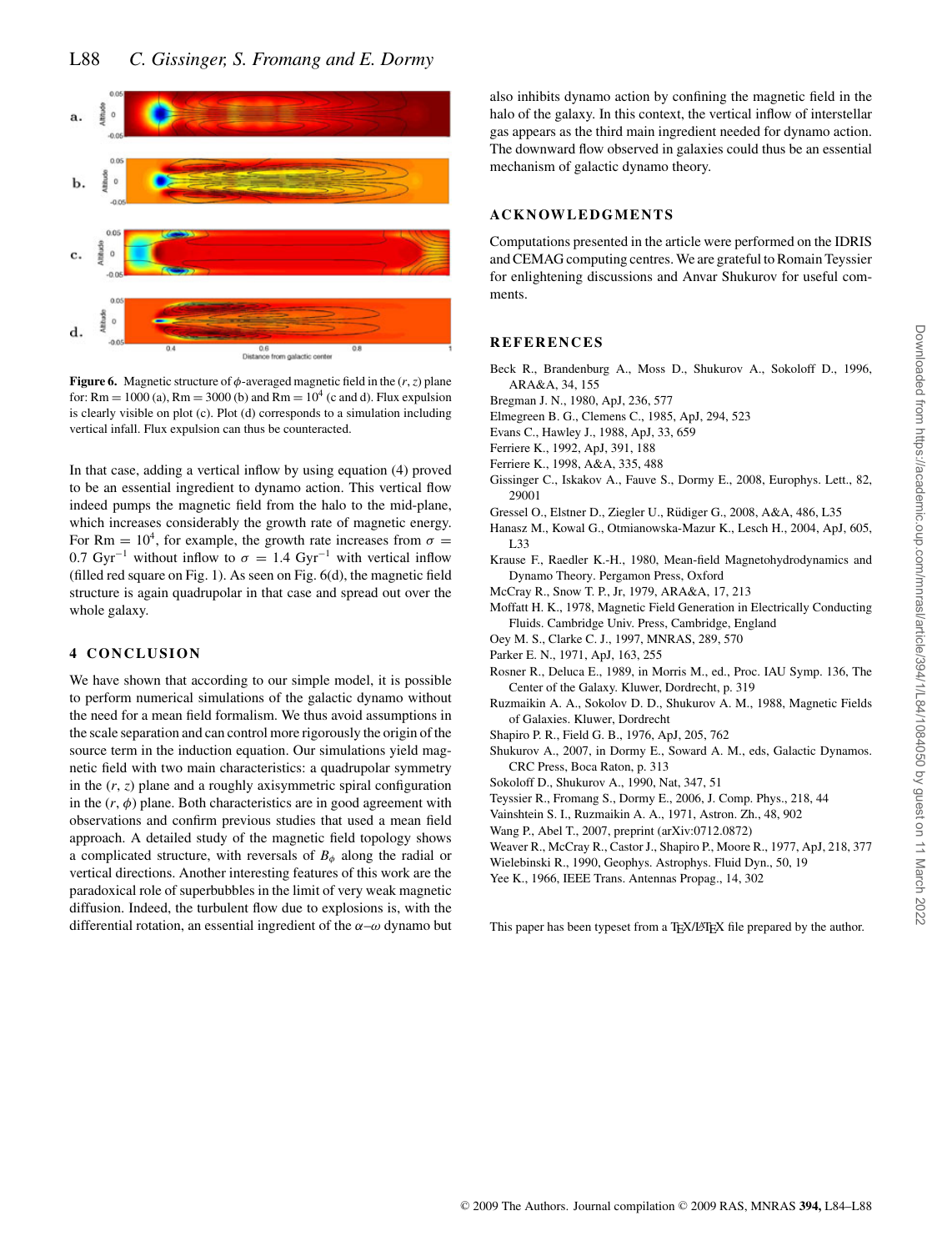a.

Altitude

0.05

0

-0.05

b.

Altitude

0.05

0

-0.05

c.

Altitude

0.05

0

-0.05

d.

Altitude

0.05

0

-0.05

0.4

0.6

0.8

1

Distance from galactic center

**Figure 6.** Magnetic structure of $\phi$-averaged magnetic field in the $(r, z)$ plane for: Rm = 1000 (a), Rm = 3000 (b) and Rm = $10^4$ (c and d). Flux expulsion is clearly visible on plot (c). Plot (d) corresponds to a simulation including vertical infall. Flux expulsion can thus be counteracted.

In that case, adding a vertical inflow by using equation (4) proved to be an essential ingredient to dynamo action. This vertical flow indeed pumps the magnetic field from the halo to the mid-plane, which increases considerably the growth rate of magnetic energy. For Rm = $10^4$, for example, the growth rate increases from $\sigma$ = 0.7 Gyr$^{-1}$ without inflow to $\sigma$ = 1.4 Gyr$^{-1}$ with vertical inflow (filled red square on Fig. 1). As seen on Fig. 6(d), the magnetic field structure is again quadrupolar in that case and spread out over the whole galaxy.

## 4 CONCLUSION

We have shown that according to our simple model, it is possible to perform numerical simulations of the galactic dynamo without the need for a mean field formalism. We thus avoid assumptions in the scale separation and can control more rigorously the origin of the source term in the induction equation. Our simulations yield magnetic field with two main characteristics: a quadrupolar symmetry in the $(r, z)$ plane and a roughly axisymmetric spiral configuration in the $(r, \phi)$ plane. Both characteristics are in good agreement with observations and confirm previous studies that used a mean field approach. A detailed study of the magnetic field topology shows a complicated structure, with reversals of $B_\phi$ along the radial or vertical directions. Another interesting features of this work are the paradoxical role of superbubbles in the limit of very weak magnetic diffusion. Indeed, the turbulent flow due to explosions is, with the differential rotation, an essential ingredient of the $\alpha$–$\omega$ dynamo but also inhibits dynamo action by confining the magnetic field in the halo of the galaxy. In this context, the vertical inflow of interstellar gas appears as the third main ingredient needed for dynamo action. The downward flow observed in galaxies could thus be an essential mechanism of galactic dynamo theory.

## ACKNOWLEDGMENTS

Computations presented in the article were performed on the IDRIS and CEMAG computing centres. We are grateful to Romain Teyssier for enlightening discussions and Anvar Shukurov for useful comments.

## REFERENCES

Beck R., Brandenburg A., Moss D., Shukurov A., Sokoloff D., 1996, ARA&A, 34, 155

Bregman J. N., 1980, ApJ, 236, 577

Elmegreen B. G., Clemens C., 1985, ApJ, 294, 523

Evans C., Hawley J., 1988, ApJ, 33, 659

Ferriere K., 1992, ApJ, 391, 188

Ferriere K., 1998, A&A, 335, 488

Gissinger C., Iskakov A., Fauve S., Dormy E., 2008, Europhys. Lett., 82, 29001

Gressel O., Elstner D., Ziegler U., Rüdiger G., 2008, A&A, 486, L35

Hanasz M., Kowal G., Otmianowska-Mazur K., Lesch H., 2004, ApJ, 605, L33

Krause F., Raedler K.-H., 1980, Mean-field Magnetohydrodynamics and Dynamo Theory. Pergamon Press, Oxford

McCray R., Snow T. P., Jr, 1979, ARA&A, 17, 213

Moffatt H. K., 1978, Magnetic Field Generation in Electrically Conducting Fluids. Cambridge Univ. Press, Cambridge, England

Oey M. S., Clarke C. J., 1997, MNRAS, 289, 570

Parker E. N., 1971, ApJ, 163, 255

Rosner R., Deluca E., 1989, in Morris M., ed., Proc. IAU Symp. 136, The Center of the Galaxy. Kluwer, Dordrecht, p. 319

Ruzmaikin A. A., Sokolov D. D., Shukurov A. M., 1988, Magnetic Fields of Galaxies. Kluwer, Dordrecht

Shapiro P. R., Field G. B., 1976, ApJ, 205, 762

Shukurov A., 2007, in Dormy E., Soward A. M., eds, Galactic Dynamos. CRC Press, Boca Raton, p. 313

Sokoloff D., Shukurov A., 1990, Nat, 347, 51

Teyssier R., Fromang S., Dormy E., 2006, J. Comp. Phys., 218, 44

Vainshtein S. I., Ruzmaikin A. A., 1971, Astron. Zh., 48, 902

Wang P., Abel T., 2007, preprint (arXiv:0712.0872)

Weaver R., McCray R., Castor J., Shapiro P., Moore R., 1977, ApJ, 218, 377

Wielebinski R., 1990, Geophys. Astrophys. Fluid Dyn., 50, 19

Yee K., 1966, IEEE Trans. Antennas Propag., 14, 302

This paper has been typeset from a TEX/LATEX file prepared by the author.